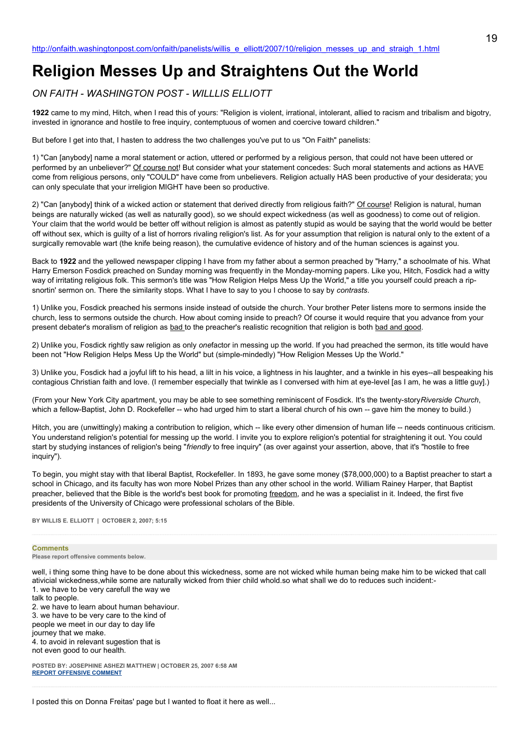http://onfaith.washingtonpost.com/onfaith/panelists/willis_e_elliott/2007/10/religion_messes_up_and_straigh_1.html

# Religion Messes Up and Straightens Out the World

*ON FAITH - WASHINGTON POST - WILLLIS ELLIOTT*

**1922** came to my mind, Hitch, when I read this of yours: "Religion is violent, irrational, intolerant, allied to racism and tribalism and bigotry, invested in ignorance and hostile to free inquiry, contemptuous of women and coercive toward children."

But before I get into that, I hasten to address the two challenges you've put to us "On Faith" panelists:

1) "Can [anybody] name a moral statement or action, uttered or performed by a religious person, that could not have been uttered or performed by an unbeliever?" Of course not! But consider what your statement concedes: Such moral statements and actions as HAVE come from religious persons, only "COULD" have come from unbelievers. Religion actually HAS been productive of your desiderata; you can only speculate that your irreligion MIGHT have been so productive.

2) "Can [anybody] think of a wicked action or statement that derived directly from religious faith?" Of course! Religion is natural, human beings are naturally wicked (as well as naturally good), so we should expect wickedness (as well as goodness) to come out of religion. Your claim that the world would be better off without religion is almost as patently stupid as would be saying that the world would be better off without sex, which is guilty of a list of horrors rivaling religion's list. As for your assumption that religion is natural only to the extent of a surgically removable wart (the knife being reason), the cumulative evidence of history and of the human sciences is against you.

Back to **1922** and the yellowed newspaper clipping I have from my father about a sermon preached by "Harry," a schoolmate of his. What Harry Emerson Fosdick preached on Sunday morning was frequently in the Monday-morning papers. Like you, Hitch, Fosdick had a witty way of irritating religious folk. This sermon's title was "How Religion Helps Mess Up the World," a title you yourself could preach a rip-snortin' sermon on. There the similarity stops. What I have to say to you I choose to say by *contrasts*.

1) Unlike you, Fosdick preached his sermons inside instead of outside the church. Your brother Peter listens more to sermons inside the church, less to sermons outside the church. How about coming inside to preach? Of course it would require that you advance from your present debater's moralism of religion as bad to the preacher's realistic recognition that religion is both bad and good.

2) Unlike you, Fosdick rightly saw religion as only *one*factor in messing up the world. If you had preached the sermon, its title would have been not "How Religion Helps Mess Up the World" but (simple-mindedly) "How Religion Messes Up the World."

3) Unlike you, Fosdick had a joyful lift to his head, a lilt in his voice, a lightness in his laughter, and a twinkle in his eyes--all bespeaking his contagious Christian faith and love. (I remember especially that twinkle as I conversed with him at eye-level [as I am, he was a little guy].)

(From your New York City apartment, you may be able to see something reminiscent of Fosdick. It's the twenty-story*Riverside Church*, which a fellow-Baptist, John D. Rockefeller -- who had urged him to start a liberal church of his own -- gave him the money to build.)

Hitch, you are (unwittingly) making a contribution to religion, which -- like every other dimension of human life -- needs continuous criticism. You understand religion's potential for messing up the world. I invite you to explore religion's potential for straightening it out. You could start by studying instances of religion's being "*friendly* to free inquiry" (as over against your assertion, above, that it's "hostile to free inquiry").

To begin, you might stay with that liberal Baptist, Rockefeller. In 1893, he gave some money ($78,000,000) to a Baptist preacher to start a school in Chicago, and its faculty has won more Nobel Prizes than any other school in the world. William Rainey Harper, that Baptist preacher, believed that the Bible is the world's best book for promoting freedom, and he was a specialist in it. Indeed, the first five presidents of the University of Chicago were professional scholars of the Bible.

BY WILLIS E. ELLIOTT | OCTOBER 2, 2007; 5:15

---

**Comments**

Please report offensive comments below.

well, i thing some thing have to be done about this wickedness, some are not wicked while human being make him to be wicked that call aticial wickedness,while some are naturally wicked from thier child whold.so what shall we do to reduces such incident:-
1. we have to be very carefull the way we talk to people.
2. we have to learn about human behaviour.
3. we have to be very care to the kind of people we meet in our day to day life journey that we make.
4. to avoid in relevant sugestion that is not even good to our health.

POSTED BY: JOSEPHINE ASHEZI MATTHEW | OCTOBER 25, 2007 6:58 AM
REPORT OFFENSIVE COMMENT

---

I posted this on Donna Freitas' page but I wanted to float it here as well...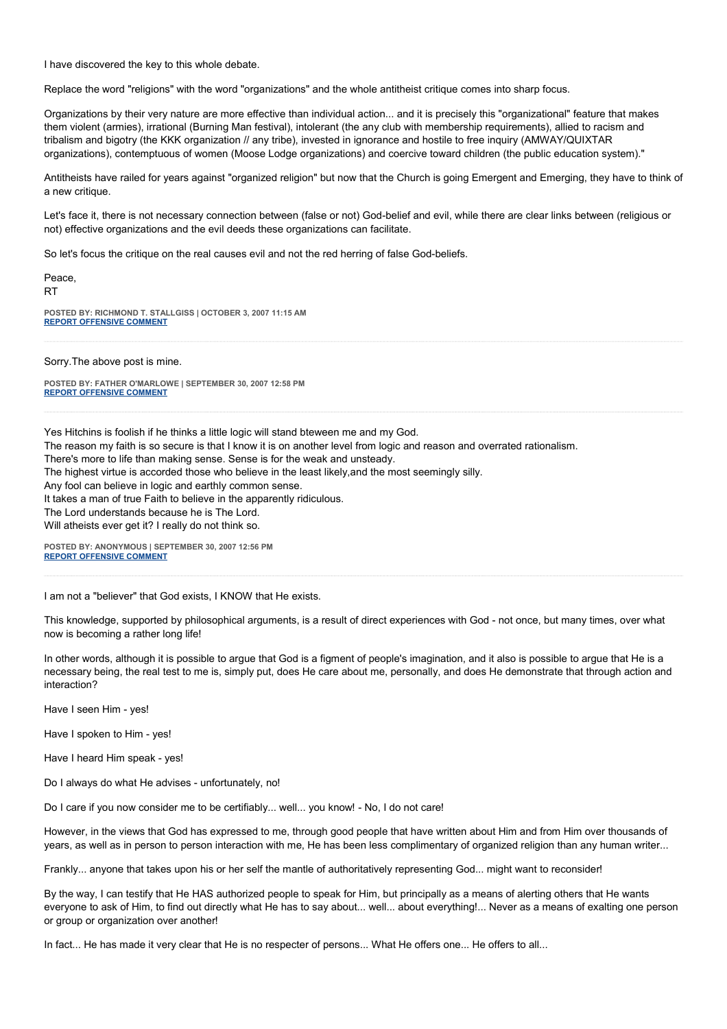I have discovered the key to this whole debate.

Replace the word "religions" with the word "organizations" and the whole antitheist critique comes into sharp focus.

Organizations by their very nature are more effective than individual action... and it is precisely this "organizational" feature that makes them violent (armies), irrational (Burning Man festival), intolerant (the any club with membership requirements), allied to racism and tribalism and bigotry (the KKK organization // any tribe), invested in ignorance and hostile to free inquiry (AMWAY/QUIXTAR organizations), contemptuous of women (Moose Lodge organizations) and coercive toward children (the public education system)."

Antitheists have railed for years against "organized religion" but now that the Church is going Emergent and Emerging, they have to think of a new critique.

Let's face it, there is not necessary connection between (false or not) God-belief and evil, while there are clear links between (religious or not) effective organizations and the evil deeds these organizations can facilitate.

So let's focus the critique on the real causes evil and not the red herring of false God-beliefs.

Peace,
RT

**POSTED BY: RICHMOND T. STALLGISS | OCTOBER 3, 2007 11:15 AM**
**REPORT OFFENSIVE COMMENT**

---

Sorry.The above post is mine.

**POSTED BY: FATHER O'MARLOWE | SEPTEMBER 30, 2007 12:58 PM**
**REPORT OFFENSIVE COMMENT**

---

Yes Hitchins is foolish if he thinks a little logic will stand bteween me and my God.
The reason my faith is so secure is that I know it is on another level from logic and reason and overrated rationalism.
There's more to life than making sense. Sense is for the weak and unsteady.
The highest virtue is accorded those who believe in the least likely,and the most seemingly silly.
Any fool can believe in logic and earthly common sense.
It takes a man of true Faith to believe in the apparently ridiculous.
The Lord understands because he is The Lord.
Will atheists ever get it? I really do not think so.

**POSTED BY: ANONYMOUS | SEPTEMBER 30, 2007 12:56 PM**
**REPORT OFFENSIVE COMMENT**

---

I am not a "believer" that God exists, I KNOW that He exists.

This knowledge, supported by philosophical arguments, is a result of direct experiences with God - not once, but many times, over what now is becoming a rather long life!

In other words, although it is possible to argue that God is a figment of people's imagination, and it also is possible to argue that He is a necessary being, the real test to me is, simply put, does He care about me, personally, and does He demonstrate that through action and interaction?

Have I seen Him - yes!

Have I spoken to Him - yes!

Have I heard Him speak - yes!

Do I always do what He advises - unfortunately, no!

Do I care if you now consider me to be certifiably... well... you know! - No, I do not care!

However, in the views that God has expressed to me, through good people that have written about Him and from Him over thousands of years, as well as in person to person interaction with me, He has been less complimentary of organized religion than any human writer...

Frankly... anyone that takes upon his or her self the mantle of authoritatively representing God... might want to reconsider!

By the way, I can testify that He HAS authorized people to speak for Him, but principally as a means of alerting others that He wants everyone to ask of Him, to find out directly what He has to say about... well... about everything!... Never as a means of exalting one person or group or organization over another!

In fact... He has made it very clear that He is no respecter of persons... What He offers one... He offers to all...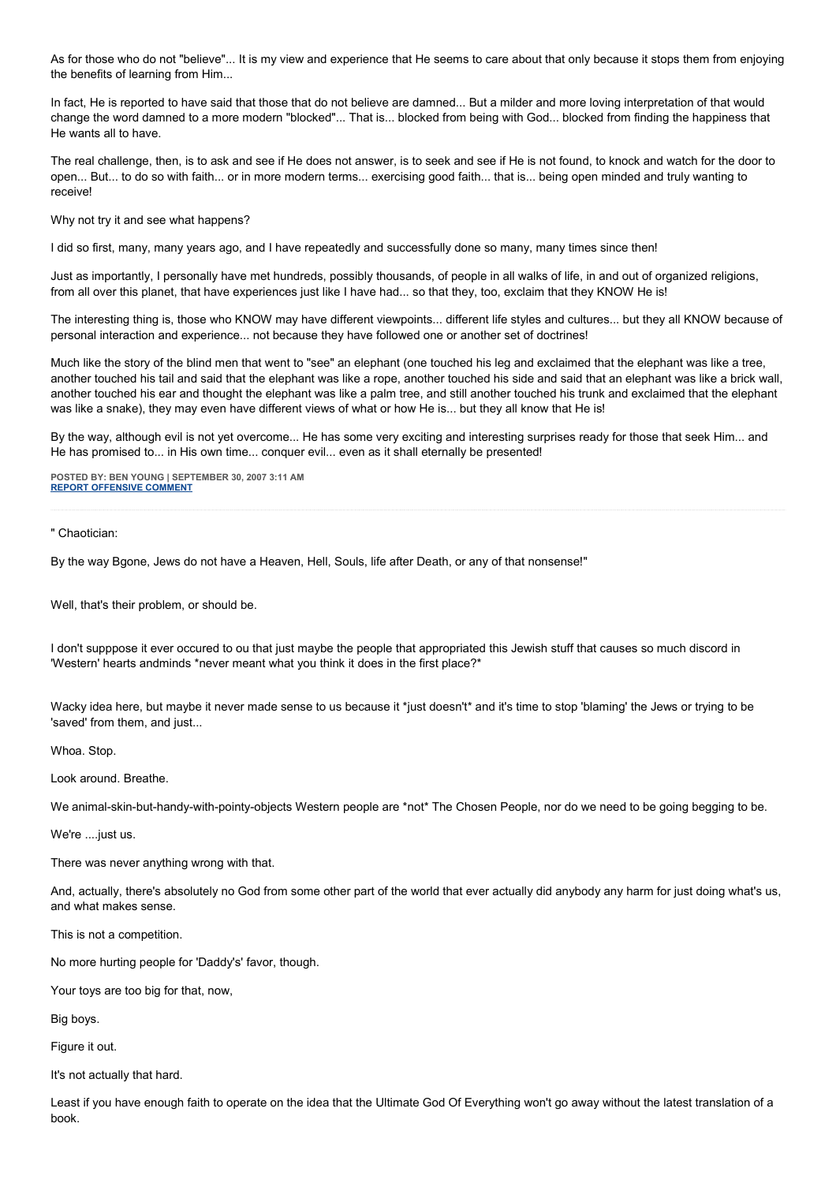As for those who do not "believe"... It is my view and experience that He seems to care about that only because it stops them from enjoying the benefits of learning from Him...

In fact, He is reported to have said that those that do not believe are damned... But a milder and more loving interpretation of that would change the word damned to a more modern "blocked"... That is... blocked from being with God... blocked from finding the happiness that He wants all to have.

The real challenge, then, is to ask and see if He does not answer, is to seek and see if He is not found, to knock and watch for the door to open... But... to do so with faith... or in more modern terms... exercising good faith... that is... being open minded and truly wanting to receive!

Why not try it and see what happens?

I did so first, many, many years ago, and I have repeatedly and successfully done so many, many times since then!

Just as importantly, I personally have met hundreds, possibly thousands, of people in all walks of life, in and out of organized religions, from all over this planet, that have experiences just like I have had... so that they, too, exclaim that they KNOW He is!

The interesting thing is, those who KNOW may have different viewpoints... different life styles and cultures... but they all KNOW because of personal interaction and experience... not because they have followed one or another set of doctrines!

Much like the story of the blind men that went to "see" an elephant (one touched his leg and exclaimed that the elephant was like a tree, another touched his tail and said that the elephant was like a rope, another touched his side and said that an elephant was like a brick wall, another touched his ear and thought the elephant was like a palm tree, and still another touched his trunk and exclaimed that the elephant was like a snake), they may even have different views of what or how He is... but they all know that He is!

By the way, although evil is not yet overcome... He has some very exciting and interesting surprises ready for those that seek Him... and He has promised to... in His own time... conquer evil... even as it shall eternally be presented!

**POSTED BY: BEN YOUNG | SEPTEMBER 30, 2007 3:11 AM**
**REPORT OFFENSIVE COMMENT**

---

" Chaotician:

By the way Bgone, Jews do not have a Heaven, Hell, Souls, life after Death, or any of that nonsense!"

Well, that's their problem, or should be.

I don't supppose it ever occured to ou that just maybe the people that appropriated this Jewish stuff that causes so much discord in 'Western' hearts andminds *never meant what you think it does in the first place?*

Wacky idea here, but maybe it never made sense to us because it *just doesn't* and it's time to stop 'blaming' the Jews or trying to be 'saved' from them, and just...

Whoa. Stop.

Look around. Breathe.

We animal-skin-but-handy-with-pointy-objects Western people are *not* The Chosen People, nor do we need to be going begging to be.

We're ....just us.

There was never anything wrong with that.

And, actually, there's absolutely no God from some other part of the world that ever actually did anybody any harm for just doing what's us, and what makes sense.

This is not a competition.

No more hurting people for 'Daddy's' favor, though.

Your toys are too big for that, now,

Big boys.

Figure it out.

It's not actually that hard.

Least if you have enough faith to operate on the idea that the Ultimate God Of Everything won't go away without the latest translation of a book.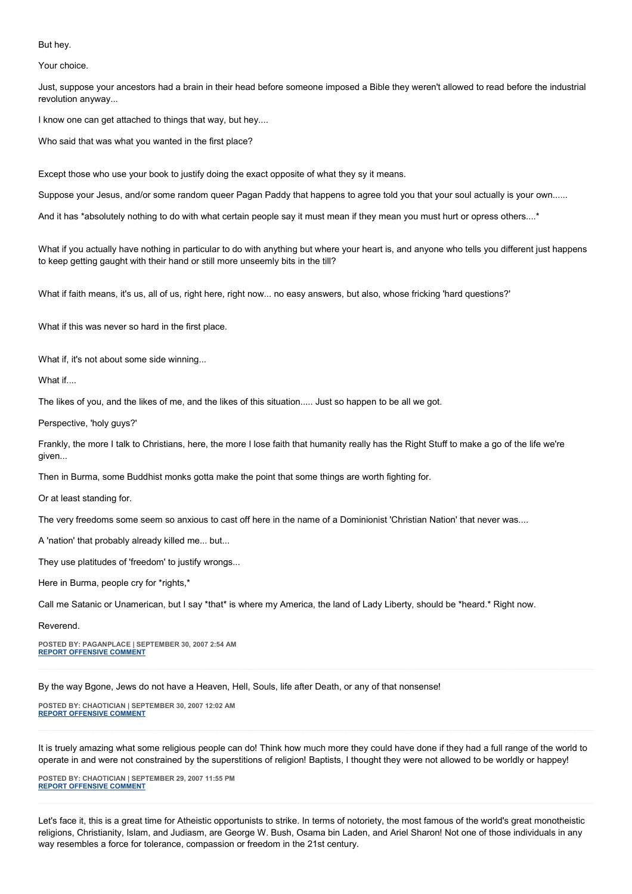But hey.

Your choice.

Just, suppose your ancestors had a brain in their head before someone imposed a Bible they weren't allowed to read before the industrial revolution anyway...

I know one can get attached to things that way, but hey....

Who said that was what you wanted in the first place?

Except those who use your book to justify doing the exact opposite of what they sy it means.

Suppose your Jesus, and/or some random queer Pagan Paddy that happens to agree told you that your soul actually is your own......

And it has *absolutely nothing to do with what certain people say it must mean if they mean you must hurt or opress others....*

What if you actually have nothing in particular to do with anything but where your heart is, and anyone who tells you different just happens to keep getting gaught with their hand or still more unseemly bits in the till?

What if faith means, it's us, all of us, right here, right now... no easy answers, but also, whose fricking 'hard questions?'

What if this was never so hard in the first place.

What if, it's not about some side winning...

What if....

The likes of you, and the likes of me, and the likes of this situation..... Just so happen to be all we got.

Perspective, 'holy guys?'

Frankly, the more I talk to Christians, here, the more I lose faith that humanity really has the Right Stuff to make a go of the life we're given...

Then in Burma, some Buddhist monks gotta make the point that some things are worth fighting for.

Or at least standing for.

The very freedoms some seem so anxious to cast off here in the name of a Dominionist 'Christian Nation' that never was....

A 'nation' that probably already killed me... but...

They use platitudes of 'freedom' to justify wrongs...

Here in Burma, people cry for *rights,*

Call me Satanic or Unamerican, but I say *that* is where my America, the land of Lady Liberty, should be *heard.* Right now.

Reverend.

POSTED BY: PAGANPLACE | SEPTEMBER 30, 2007 2:54 AM
REPORT OFFENSIVE COMMENT

---

By the way Bgone, Jews do not have a Heaven, Hell, Souls, life after Death, or any of that nonsense!

POSTED BY: CHAOTICIAN | SEPTEMBER 30, 2007 12:02 AM
REPORT OFFENSIVE COMMENT

---

It is truely amazing what some religious people can do! Think how much more they could have done if they had a full range of the world to operate in and were not constrained by the superstitions of religion! Baptists, I thought they were not allowed to be worldly or happey!

POSTED BY: CHAOTICIAN | SEPTEMBER 29, 2007 11:55 PM
REPORT OFFENSIVE COMMENT

---

Let's face it, this is a great time for Atheistic opportunists to strike. In terms of notoriety, the most famous of the world's great monotheistic religions, Christianity, Islam, and Judiasm, are George W. Bush, Osama bin Laden, and Ariel Sharon! Not one of those individuals in any way resembles a force for tolerance, compassion or freedom in the 21st century.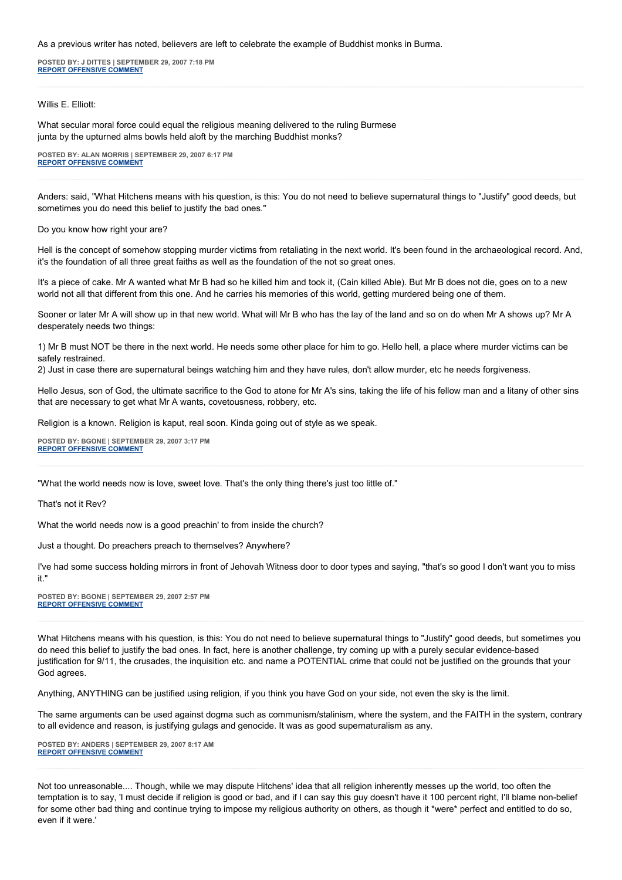As a previous writer has noted, believers are left to celebrate the example of Buddhist monks in Burma.

**POSTED BY: J DITTES | SEPTEMBER 29, 2007 7:18 PM**
**REPORT OFFENSIVE COMMENT**

---

Willis E. Elliott:

What secular moral force could equal the religious meaning delivered to the ruling Burmese junta by the upturned alms bowls held aloft by the marching Buddhist monks?

**POSTED BY: ALAN MORRIS | SEPTEMBER 29, 2007 6:17 PM**
**REPORT OFFENSIVE COMMENT**

---

Anders: said, "What Hitchens means with his question, is this: You do not need to believe supernatural things to "Justify" good deeds, but sometimes you do need this belief to justify the bad ones."

Do you know how right your are?

Hell is the concept of somehow stopping murder victims from retaliating in the next world. It's been found in the archaeological record. And, it's the foundation of all three great faiths as well as the foundation of the not so great ones.

It's a piece of cake. Mr A wanted what Mr B had so he killed him and took it, (Cain killed Able). But Mr B does not die, goes on to a new world not all that different from this one. And he carries his memories of this world, getting murdered being one of them.

Sooner or later Mr A will show up in that new world. What will Mr B who has the lay of the land and so on do when Mr A shows up? Mr A desperately needs two things:

1) Mr B must NOT be there in the next world. He needs some other place for him to go. Hello hell, a place where murder victims can be safely restrained.
2) Just in case there are supernatural beings watching him and they have rules, don't allow murder, etc he needs forgiveness.

Hello Jesus, son of God, the ultimate sacrifice to the God to atone for Mr A's sins, taking the life of his fellow man and a litany of other sins that are necessary to get what Mr A wants, covetousness, robbery, etc.

Religion is a known. Religion is kaput, real soon. Kinda going out of style as we speak.

**POSTED BY: BGONE | SEPTEMBER 29, 2007 3:17 PM**
**REPORT OFFENSIVE COMMENT**

---

"What the world needs now is love, sweet love. That's the only thing there's just too little of."

That's not it Rev?

What the world needs now is a good preachin' to from inside the church?

Just a thought. Do preachers preach to themselves? Anywhere?

I've had some success holding mirrors in front of Jehovah Witness door to door types and saying, "that's so good I don't want you to miss it."

**POSTED BY: BGONE | SEPTEMBER 29, 2007 2:57 PM**
**REPORT OFFENSIVE COMMENT**

---

What Hitchens means with his question, is this: You do not need to believe supernatural things to "Justify" good deeds, but sometimes you do need this belief to justify the bad ones. In fact, here is another challenge, try coming up with a purely secular evidence-based justification for 9/11, the crusades, the inquisition etc. and name a POTENTIAL crime that could not be justified on the grounds that your God agrees.

Anything, ANYTHING can be justified using religion, if you think you have God on your side, not even the sky is the limit.

The same arguments can be used against dogma such as communism/stalinism, where the system, and the FAITH in the system, contrary to all evidence and reason, is justifying gulags and genocide. It was as good supernaturalism as any.

**POSTED BY: ANDERS | SEPTEMBER 29, 2007 8:17 AM**
**REPORT OFFENSIVE COMMENT**

---

Not too unreasonable.... Though, while we may dispute Hitchens' idea that all religion inherently messes up the world, too often the temptation is to say, 'I must decide if religion is good or bad, and if I can say this guy doesn't have it 100 percent right, I'll blame non-belief for some other bad thing and continue trying to impose my religious authority on others, as though it *were* perfect and entitled to do so, even if it were.'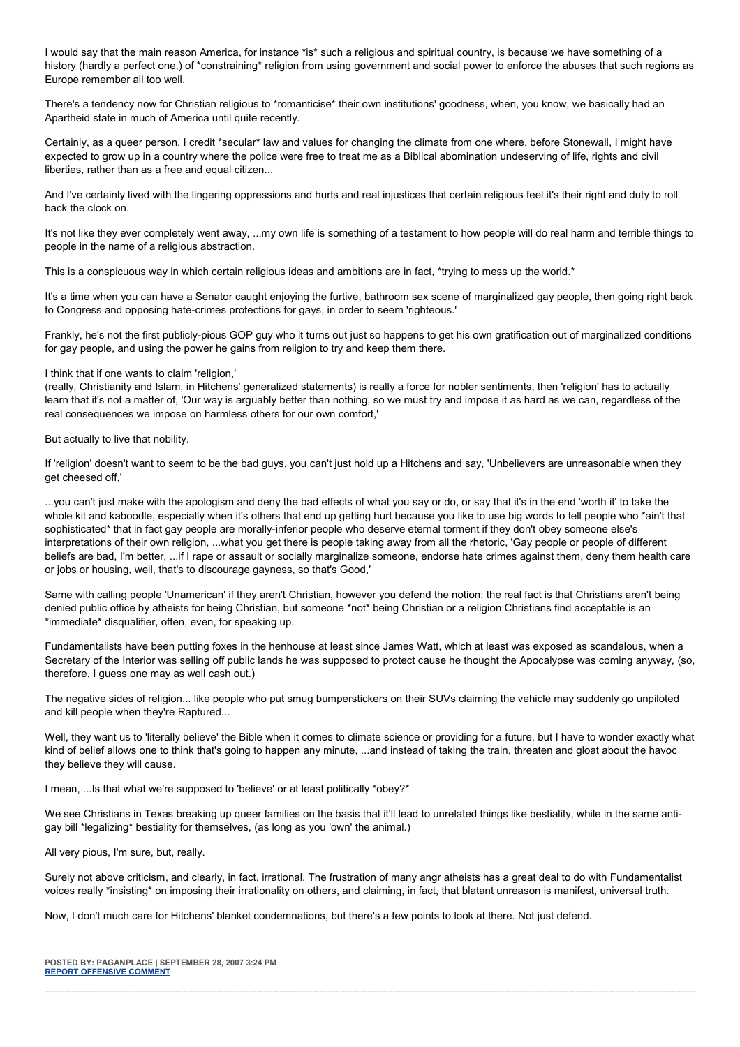I would say that the main reason America, for instance *is* such a religious and spiritual country, is because we have something of a history (hardly a perfect one,) of *constraining* religion from using government and social power to enforce the abuses that such regions as Europe remember all too well.

There's a tendency now for Christian religious to *romanticise* their own institutions' goodness, when, you know, we basically had an Apartheid state in much of America until quite recently.

Certainly, as a queer person, I credit *secular* law and values for changing the climate from one where, before Stonewall, I might have expected to grow up in a country where the police were free to treat me as a Biblical abomination undeserving of life, rights and civil liberties, rather than as a free and equal citizen...

And I've certainly lived with the lingering oppressions and hurts and real injustices that certain religious feel it's their right and duty to roll back the clock on.

It's not like they ever completely went away, ...my own life is something of a testament to how people will do real harm and terrible things to people in the name of a religious abstraction.

This is a conspicuous way in which certain religious ideas and ambitions are in fact, *trying to mess up the world.*

It's a time when you can have a Senator caught enjoying the furtive, bathroom sex scene of marginalized gay people, then going right back to Congress and opposing hate-crimes protections for gays, in order to seem 'righteous.'

Frankly, he's not the first publicly-pious GOP guy who it turns out just so happens to get his own gratification out of marginalized conditions for gay people, and using the power he gains from religion to try and keep them there.

I think that if one wants to claim 'religion,'
(really, Christianity and Islam, in Hitchens' generalized statements) is really a force for nobler sentiments, then 'religion' has to actually learn that it's not a matter of, 'Our way is arguably better than nothing, so we must try and impose it as hard as we can, regardless of the real consequences we impose on harmless others for our own comfort,'

But actually to live that nobility.

If 'religion' doesn't want to seem to be the bad guys, you can't just hold up a Hitchens and say, 'Unbelievers are unreasonable when they get cheesed off,'

...you can't just make with the apologism and deny the bad effects of what you say or do, or say that it's in the end 'worth it' to take the whole kit and kaboodle, especially when it's others that end up getting hurt because you like to use big words to tell people who *ain't that sophisticated* that in fact gay people are morally-inferior people who deserve eternal torment if they don't obey someone else's interpretations of their own religion, ...what you get there is people taking away from all the rhetoric, 'Gay people or people of different beliefs are bad, I'm better, ...if I rape or assault or socially marginalize someone, endorse hate crimes against them, deny them health care or jobs or housing, well, that's to discourage gayness, so that's Good,'

Same with calling people 'Unamerican' if they aren't Christian, however you defend the notion: the real fact is that Christians aren't being denied public office by atheists for being Christian, but someone *not* being Christian or a religion Christians find acceptable is an *immediate* disqualifier, often, even, for speaking up.

Fundamentalists have been putting foxes in the henhouse at least since James Watt, which at least was exposed as scandalous, when a Secretary of the Interior was selling off public lands he was supposed to protect cause he thought the Apocalypse was coming anyway, (so, therefore, I guess one may as well cash out.)

The negative sides of religion... like people who put smug bumperstickers on their SUVs claiming the vehicle may suddenly go unpiloted and kill people when they're Raptured...

Well, they want us to 'literally believe' the Bible when it comes to climate science or providing for a future, but I have to wonder exactly what kind of belief allows one to think that's going to happen any minute, ...and instead of taking the train, threaten and gloat about the havoc they believe they will cause.

I mean, ...Is that what we're supposed to 'believe' or at least politically *obey?*

We see Christians in Texas breaking up queer families on the basis that it'll lead to unrelated things like bestiality, while in the same anti-gay bill *legalizing* bestiality for themselves, (as long as you 'own' the animal.)

All very pious, I'm sure, but, really.

Surely not above criticism, and clearly, in fact, irrational. The frustration of many angr atheists has a great deal to do with Fundamentalist voices really *insisting* on imposing their irrationality on others, and claiming, in fact, that blatant unreason is manifest, universal truth.

Now, I don't much care for Hitchens' blanket condemnations, but there's a few points to look at there. Not just defend.

**POSTED BY: PAGANPLACE | SEPTEMBER 28, 2007 3:24 PM**
**REPORT OFFENSIVE COMMENT**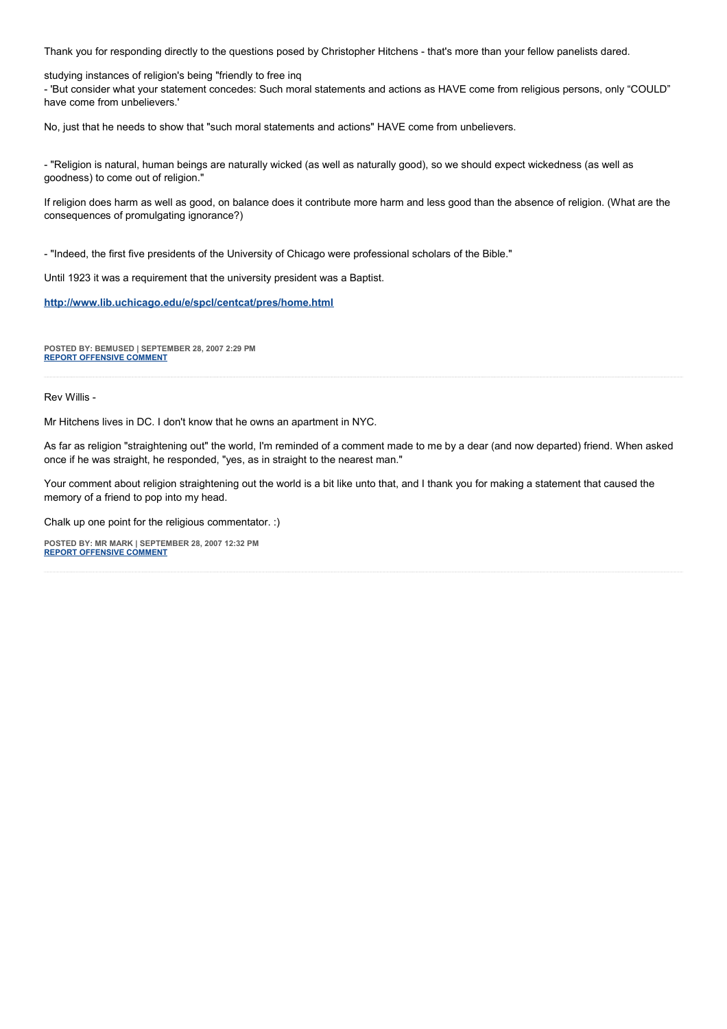Thank you for responding directly to the questions posed by Christopher Hitchens - that's more than your fellow panelists dared.

studying instances of religion's being "friendly to free inq
- 'But consider what your statement concedes: Such moral statements and actions as HAVE come from religious persons, only “COULD” have come from unbelievers.'

No, just that he needs to show that "such moral statements and actions" HAVE come from unbelievers.

- "Religion is natural, human beings are naturally wicked (as well as naturally good), so we should expect wickedness (as well as goodness) to come out of religion."

If religion does harm as well as good, on balance does it contribute more harm and less good than the absence of religion. (What are the consequences of promulgating ignorance?)

- "Indeed, the first five presidents of the University of Chicago were professional scholars of the Bible."

Until 1923 it was a requirement that the university president was a Baptist.

**http://www.lib.uchicago.edu/e/spcl/centcat/pres/home.html**

**POSTED BY: BEMUSED | SEPTEMBER 28, 2007 2:29 PM**
**REPORT OFFENSIVE COMMENT**

---

Rev Willis -

Mr Hitchens lives in DC. I don't know that he owns an apartment in NYC.

As far as religion "straightening out" the world, I'm reminded of a comment made to me by a dear (and now departed) friend. When asked once if he was straight, he responded, "yes, as in straight to the nearest man."

Your comment about religion straightening out the world is a bit like unto that, and I thank you for making a statement that caused the memory of a friend to pop into my head.

Chalk up one point for the religious commentator. :)

**POSTED BY: MR MARK | SEPTEMBER 28, 2007 12:32 PM**
**REPORT OFFENSIVE COMMENT**